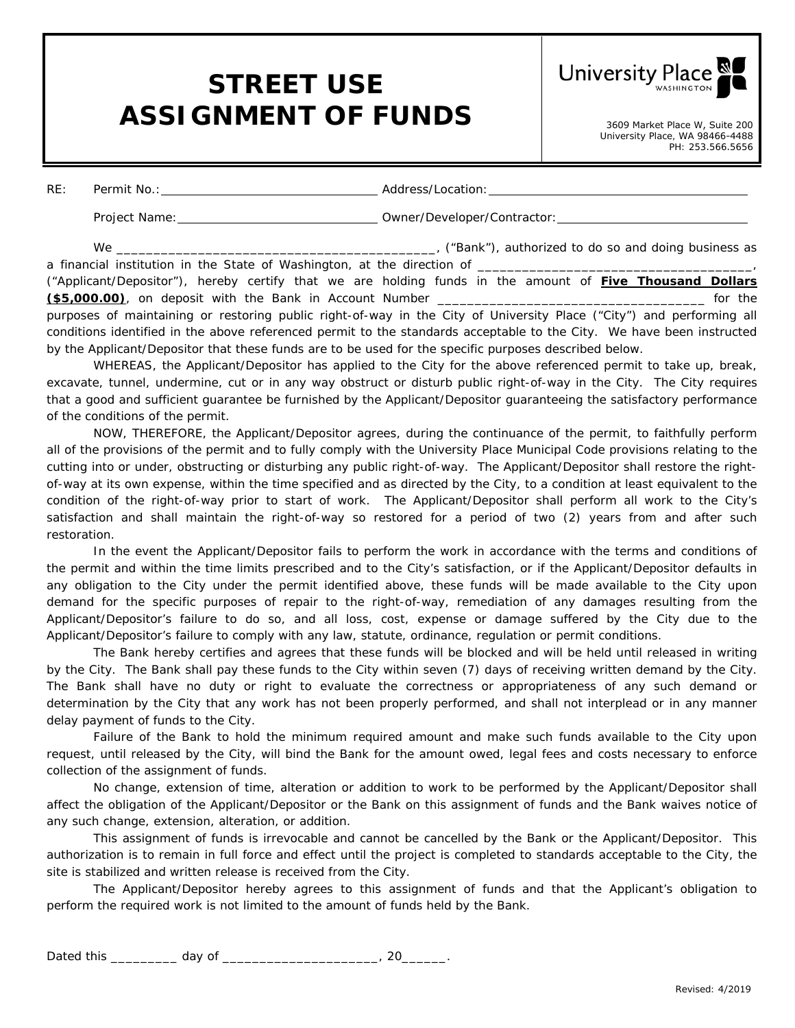# STREET USE ASSIGNMENT OF FUNDS

University Place WASHINGTON

3609 Market Place W, Suite 200
University Place, WA 98466-4488
PH: 253.566.5656

RE: Permit No.: ______________________________ Address/Location: ______________________________

Project Name: ______________________________ Owner/Developer/Contractor: ______________________________

We ___________________________________________, ("Bank"), authorized to do so and doing business as a financial institution in the State of Washington, at the direction of ____________________________________, ("Applicant/Depositor"), hereby certify that we are holding funds in the amount of **Five Thousand Dollars ($5,000.00)**, on deposit with the Bank in Account Number ___________________________________ for the purposes of maintaining or restoring public right-of-way in the City of University Place ("City") and performing all conditions identified in the above referenced permit to the standards acceptable to the City. We have been instructed by the Applicant/Depositor that these funds are to be used for the specific purposes described below.

WHEREAS, the Applicant/Depositor has applied to the City for the above referenced permit to take up, break, excavate, tunnel, undermine, cut or in any way obstruct or disturb public right-of-way in the City. The City requires that a good and sufficient guarantee be furnished by the Applicant/Depositor guaranteeing the satisfactory performance of the conditions of the permit.

NOW, THEREFORE, the Applicant/Depositor agrees, during the continuance of the permit, to faithfully perform all of the provisions of the permit and to fully comply with the University Place Municipal Code provisions relating to the cutting into or under, obstructing or disturbing any public right-of-way. The Applicant/Depositor shall restore the right-of-way at its own expense, within the time specified and as directed by the City, to a condition at least equivalent to the condition of the right-of-way prior to start of work. The Applicant/Depositor shall perform all work to the City's satisfaction and shall maintain the right-of-way so restored for a period of two (2) years from and after such restoration.

In the event the Applicant/Depositor fails to perform the work in accordance with the terms and conditions of the permit and within the time limits prescribed and to the City's satisfaction, or if the Applicant/Depositor defaults in any obligation to the City under the permit identified above, these funds will be made available to the City upon demand for the specific purposes of repair to the right-of-way, remediation of any damages resulting from the Applicant/Depositor's failure to do so, and all loss, cost, expense or damage suffered by the City due to the Applicant/Depositor's failure to comply with any law, statute, ordinance, regulation or permit conditions.

The Bank hereby certifies and agrees that these funds will be blocked and will be held until released in writing by the City. The Bank shall pay these funds to the City within seven (7) days of receiving written demand by the City. The Bank shall have no duty or right to evaluate the correctness or appropriateness of any such demand or determination by the City that any work has not been properly performed, and shall not interplead or in any manner delay payment of funds to the City.

Failure of the Bank to hold the minimum required amount and make such funds available to the City upon request, until released by the City, will bind the Bank for the amount owed, legal fees and costs necessary to enforce collection of the assignment of funds.

No change, extension of time, alteration or addition to work to be performed by the Applicant/Depositor shall affect the obligation of the Applicant/Depositor or the Bank on this assignment of funds and the Bank waives notice of any such change, extension, alteration, or addition.

This assignment of funds is irrevocable and cannot be cancelled by the Bank or the Applicant/Depositor. This authorization is to remain in full force and effect until the project is completed to standards acceptable to the City, the site is stabilized and written release is received from the City.

The Applicant/Depositor hereby agrees to this assignment of funds and that the Applicant's obligation to perform the required work is not limited to the amount of funds held by the Bank.

Dated this _________ day of _____________________, 20______.

Revised: 4/2019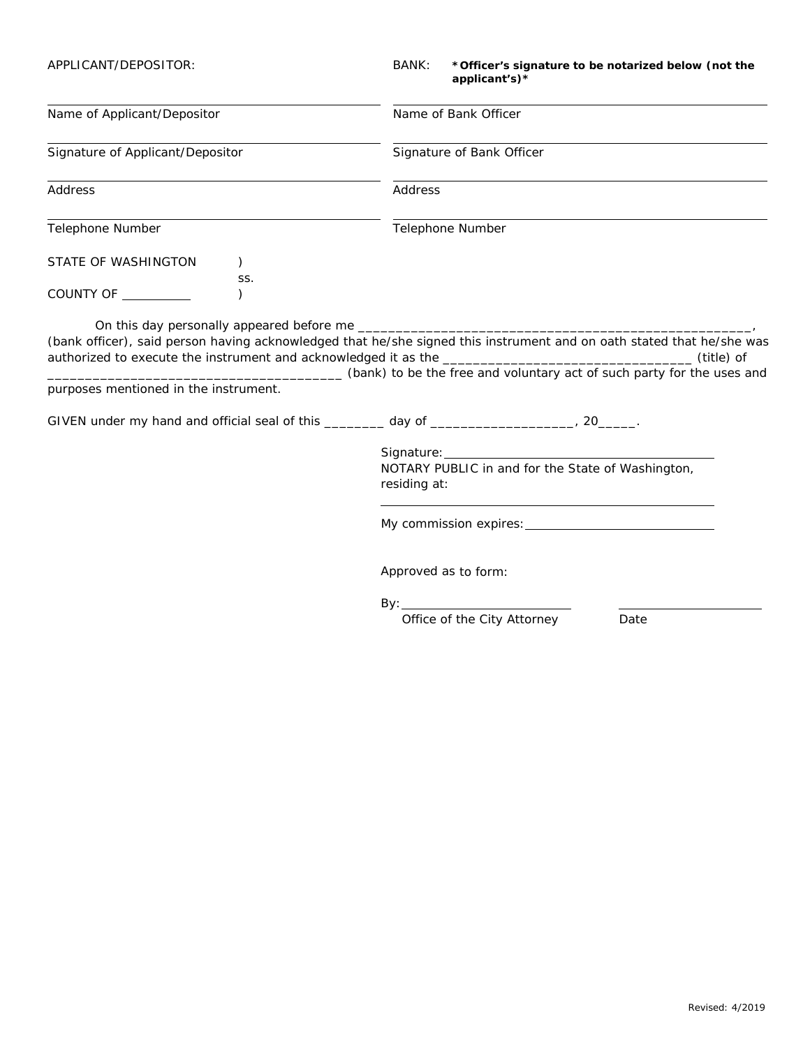| APPLICANT/DEPOSITOR: | BANK: ***Officer's signature to be notarized below (not the applicant's)*** |
| --- | --- |
| Name of Applicant/Depositor | Name of Bank Officer |
| Signature of Applicant/Depositor | Signature of Bank Officer |
| Address | Address |
| Telephone Number | Telephone Number |

STATE OF WASHINGTON )
ss.
COUNTY OF __________ )

On this day personally appeared before me ____________________________________________________, (bank officer), said person having acknowledged that he/she signed this instrument and on oath stated that he/she was authorized to execute the instrument and acknowledged it as the ________________________________ (title) of ______________________________________ (bank) to be the free and voluntary act of such party for the uses and purposes mentioned in the instrument.

GIVEN under my hand and official seal of this ________ day of __________________, 20_____.

Signature: ______________________________
NOTARY PUBLIC in and for the State of Washington, residing at:

______________________________

My commission expires: ______________________________

Approved as to form:

By: ______________________________ ______________________________
Office of the City Attorney Date

Revised: 4/2019